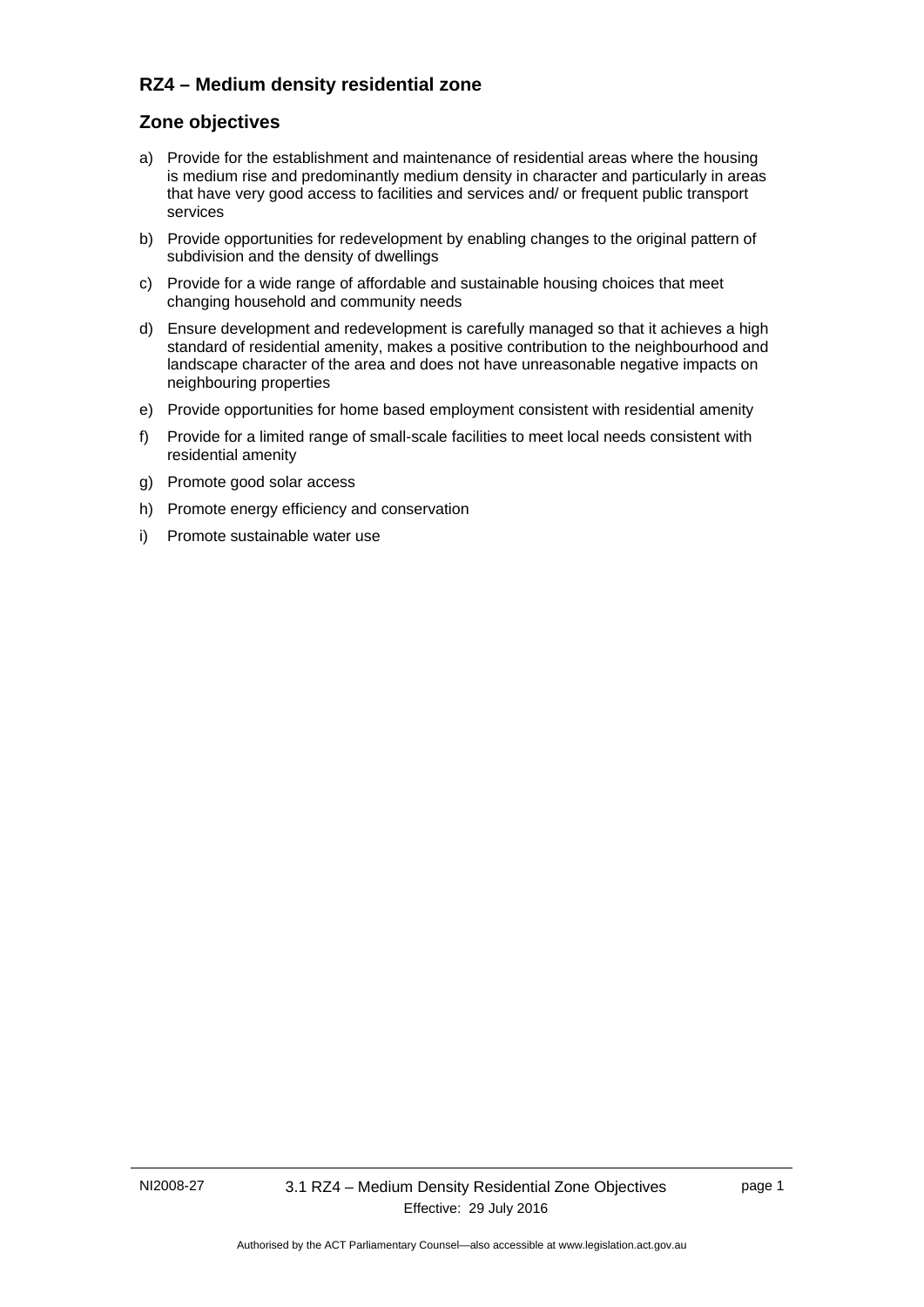## RZ4 – Medium density residential zone

## Zone objectives

a) Provide for the establishment and maintenance of residential areas where the housing is medium rise and predominantly medium density in character and particularly in areas that have very good access to facilities and services and/ or frequent public transport services

b) Provide opportunities for redevelopment by enabling changes to the original pattern of subdivision and the density of dwellings

c) Provide for a wide range of affordable and sustainable housing choices that meet changing household and community needs

d) Ensure development and redevelopment is carefully managed so that it achieves a high standard of residential amenity, makes a positive contribution to the neighbourhood and landscape character of the area and does not have unreasonable negative impacts on neighbouring properties

e) Provide opportunities for home based employment consistent with residential amenity

f) Provide for a limited range of small-scale facilities to meet local needs consistent with residential amenity

g) Promote good solar access

h) Promote energy efficiency and conservation

i) Promote sustainable water use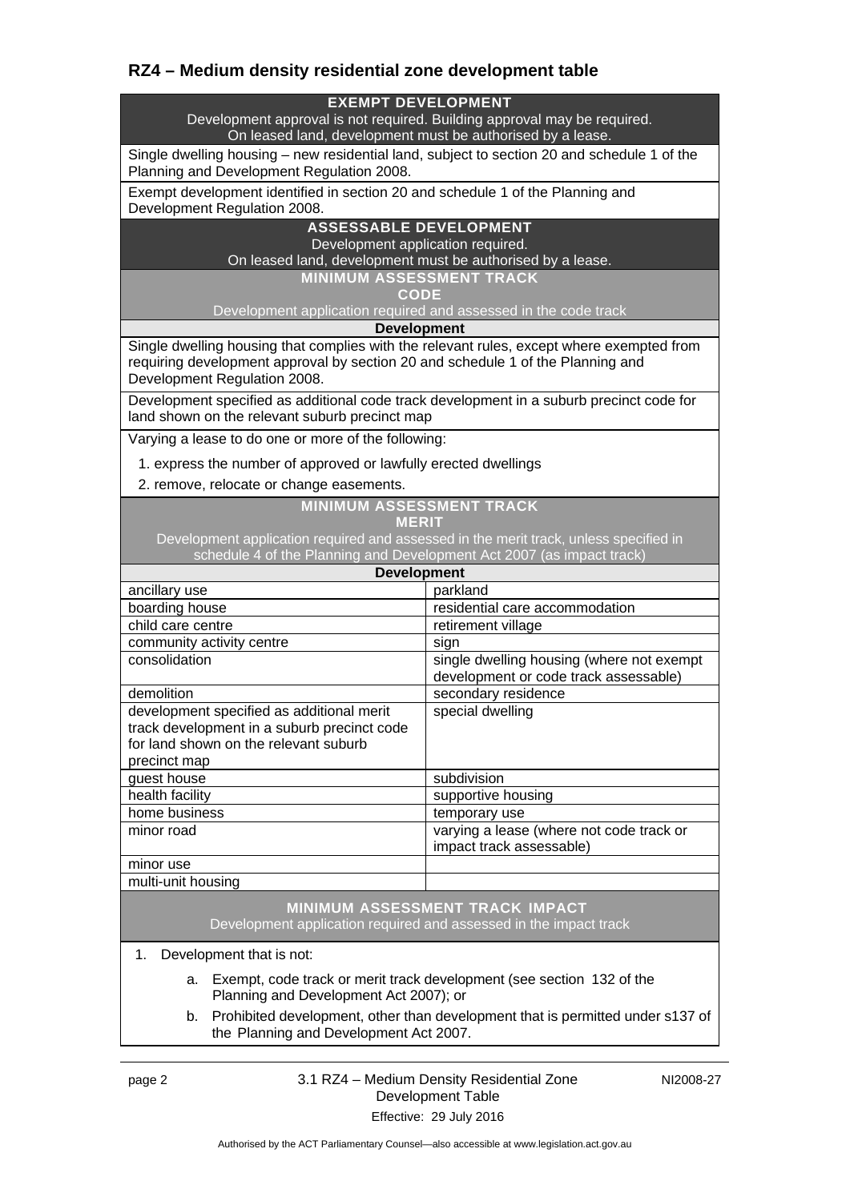## RZ4 – Medium density residential zone development table

| **EXEMPT DEVELOPMENT**<br>Development approval is not required. Building approval may be required.<br>On leased land, development must be authorised by a lease. | |
|---|---|
| Single dwelling housing – new residential land, subject to section 20 and schedule 1 of the Planning and Development Regulation 2008. | |
| Exempt development identified in section 20 and schedule 1 of the Planning and Development Regulation 2008. | |
| **ASSESSABLE DEVELOPMENT**<br>Development application required.<br>On leased land, development must be authorised by a lease. | |
| **MINIMUM ASSESSMENT TRACK**<br>**CODE**<br>Development application required and assessed in the code track | |
| **Development** | |
| Single dwelling housing that complies with the relevant rules, except where exempted from requiring development approval by section 20 and schedule 1 of the Planning and Development Regulation 2008. | |
| Development specified as additional code track development in a suburb precinct code for land shown on the relevant suburb precinct map | |
| Varying a lease to do one or more of the following:<br>1. express the number of approved or lawfully erected dwellings<br>2. remove, relocate or change easements. | |
| **MINIMUM ASSESSMENT TRACK**<br>**MERIT**<br>Development application required and assessed in the merit track, unless specified in schedule 4 of the Planning and Development Act 2007 (as impact track) | |
| **Development** | |
| ancillary use | parkland |
| boarding house | residential care accommodation |
| child care centre | retirement village |
| community activity centre | sign |
| consolidation | single dwelling housing (where not exempt development or code track assessable) |
| demolition | secondary residence |
| development specified as additional merit track development in a suburb precinct code for land shown on the relevant suburb precinct map | special dwelling |
| guest house | subdivision |
| health facility | supportive housing |
| home business | temporary use |
| minor road | varying a lease (where not code track or impact track assessable) |
| minor use | |
| multi-unit housing | |
| **MINIMUM ASSESSMENT TRACK IMPACT**<br>Development application required and assessed in the impact track | |
| 1. Development that is not:<br>a. Exempt, code track or merit track development (see section 132 of the Planning and Development Act 2007); or<br>b. Prohibited development, other than development that is permitted under s137 of the Planning and Development Act 2007. | |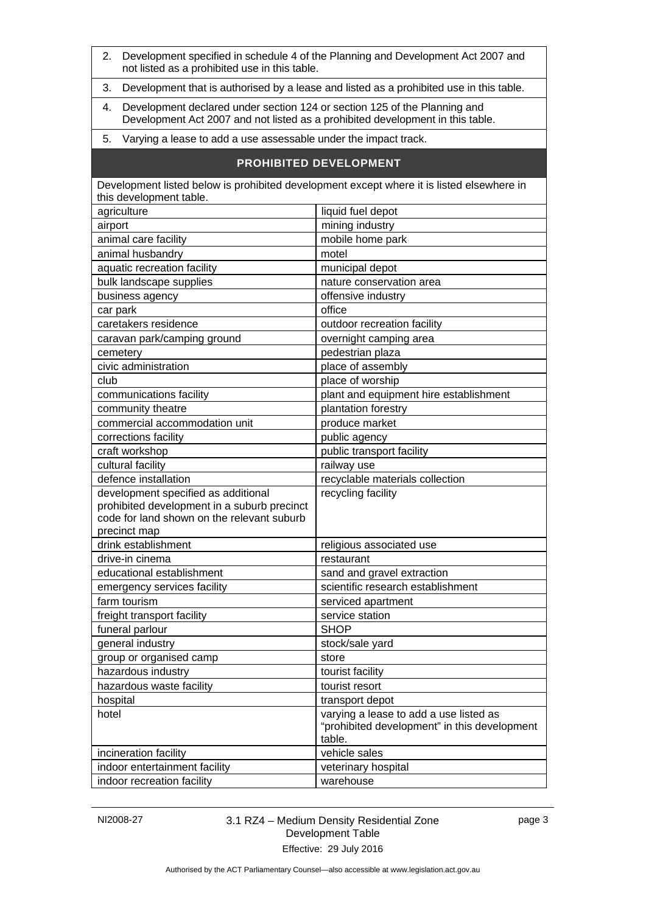| | |
|---|---|
| 2. Development specified in schedule 4 of the Planning and Development Act 2007 and not listed as a prohibited use in this table. | |
| 3. Development that is authorised by a lease and listed as a prohibited use in this table. | |
| 4. Development declared under section 124 or section 125 of the Planning and Development Act 2007 and not listed as a prohibited development in this table. | |
| 5. Varying a lease to add a use assessable under the impact track. | |
| **PROHIBITED DEVELOPMENT** | |
| Development listed below is prohibited development except where it is listed elsewhere in this development table. | |
| agriculture | liquid fuel depot |
| airport | mining industry |
| animal care facility | mobile home park |
| animal husbandry | motel |
| aquatic recreation facility | municipal depot |
| bulk landscape supplies | nature conservation area |
| business agency | offensive industry |
| car park | office |
| caretakers residence | outdoor recreation facility |
| caravan park/camping ground | overnight camping area |
| cemetery | pedestrian plaza |
| civic administration | place of assembly |
| club | place of worship |
| communications facility | plant and equipment hire establishment |
| community theatre | plantation forestry |
| commercial accommodation unit | produce market |
| corrections facility | public agency |
| craft workshop | public transport facility |
| cultural facility | railway use |
| defence installation | recyclable materials collection |
| development specified as additional prohibited development in a suburb precinct code for land shown on the relevant suburb precinct map | recycling facility |
| drink establishment | religious associated use |
| drive-in cinema | restaurant |
| educational establishment | sand and gravel extraction |
| emergency services facility | scientific research establishment |
| farm tourism | serviced apartment |
| freight transport facility | service station |
| funeral parlour | SHOP |
| general industry | stock/sale yard |
| group or organised camp | store |
| hazardous industry | tourist facility |
| hazardous waste facility | tourist resort |
| hospital | transport depot |
| hotel | varying a lease to add a use listed as "prohibited development" in this development table. |
| incineration facility | vehicle sales |
| indoor entertainment facility | veterinary hospital |
| indoor recreation facility | warehouse |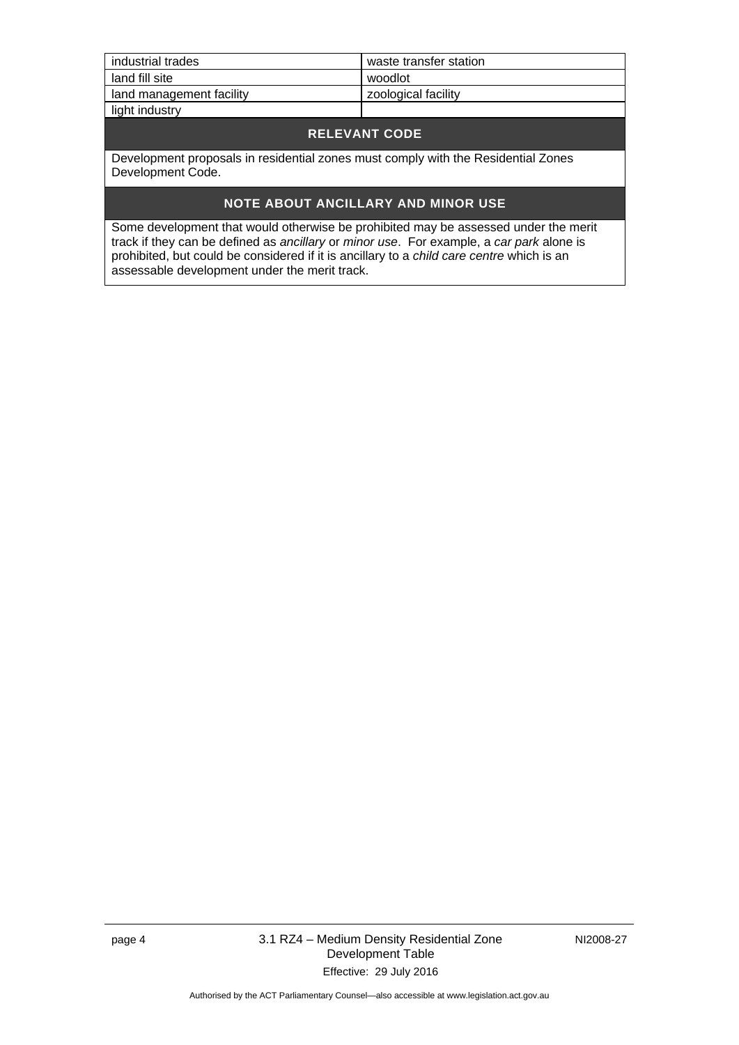| | |
|---|---|
| industrial trades | waste transfer station |
| land fill site | woodlot |
| land management facility | zoological facility |
| light industry | |

## RELEVANT CODE

Development proposals in residential zones must comply with the Residential Zones Development Code.

## NOTE ABOUT ANCILLARY AND MINOR USE

Some development that would otherwise be prohibited may be assessed under the merit track if they can be defined as *ancillary* or *minor use*. For example, a *car park* alone is prohibited, but could be considered if it is ancillary to a *child care centre* which is an assessable development under the merit track.